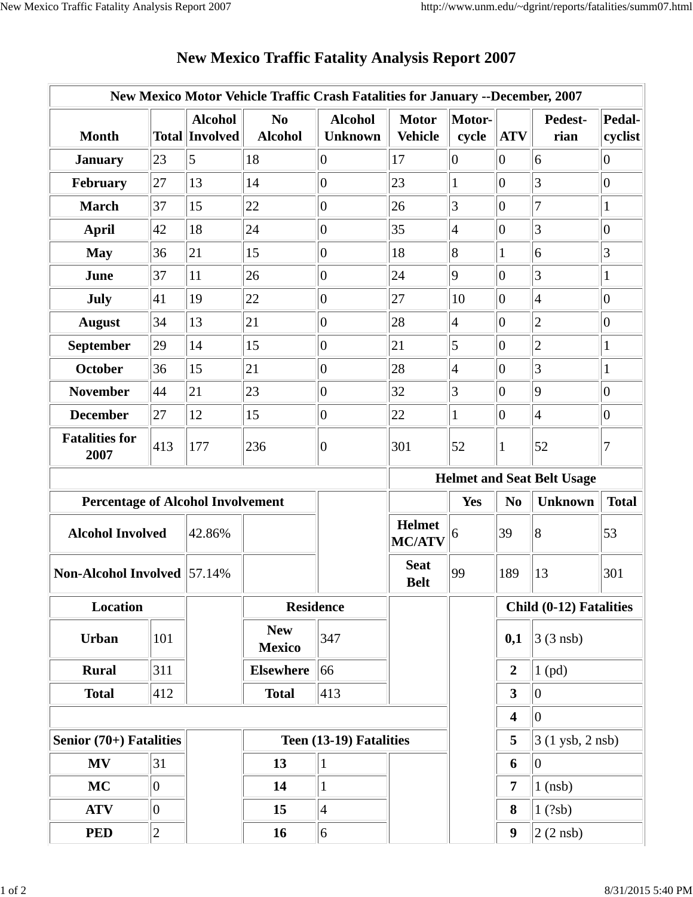# New Mexico Traffic Fatality Analysis Report 2007

| New Mexico Motor Vehicle Traffic Crash Fatalities for January --December, 2007 | | | | | | | | | |
|---|---|---|---|---|---|---|---|---|---|
| **Month** | **Total** | **Alcohol Involved** | **No Alcohol** | **Alcohol Unknown** | **Motor Vehicle** | **Motor-cycle** | **ATV** | **Pedest-rian** | **Pedal-cyclist** |
| **January** | 23 | 5 | 18 | 0 | 17 | 0 | 0 | 6 | 0 |
| **February** | 27 | 13 | 14 | 0 | 23 | 1 | 0 | 3 | 0 |
| **March** | 37 | 15 | 22 | 0 | 26 | 3 | 0 | 7 | 1 |
| **April** | 42 | 18 | 24 | 0 | 35 | 4 | 0 | 3 | 0 |
| **May** | 36 | 21 | 15 | 0 | 18 | 8 | 1 | 6 | 3 |
| **June** | 37 | 11 | 26 | 0 | 24 | 9 | 0 | 3 | 1 |
| **July** | 41 | 19 | 22 | 0 | 27 | 10 | 0 | 4 | 0 |
| **August** | 34 | 13 | 21 | 0 | 28 | 4 | 0 | 2 | 0 |
| **September** | 29 | 14 | 15 | 0 | 21 | 5 | 0 | 2 | 1 |
| **October** | 36 | 15 | 21 | 0 | 28 | 4 | 0 | 3 | 1 |
| **November** | 44 | 21 | 23 | 0 | 32 | 3 | 0 | 9 | 0 |
| **December** | 27 | 12 | 15 | 0 | 22 | 1 | 0 | 4 | 0 |
| **Fatalities for 2007** | 413 | 177 | 236 | 0 | 301 | 52 | 1 | 52 | 7 |

| Percentage of Alcohol Involvement | |
|---|---|
| **Alcohol Involved** | 42.86% |
| **Non-Alcohol Involved** | 57.14% |

| Helmet and Seat Belt Usage | **Yes** | **No** | **Unknown** | **Total** |
|---|---|---|---|---|
| **Helmet MC/ATV** | 6 | 39 | 8 | 53 |
| **Seat Belt** | 99 | 189 | 13 | 301 |

| Location | |
|---|---|
| **Urban** | 101 |
| **Rural** | 311 |
| **Total** | 412 |

| Residence | |
|---|---|
| **New Mexico** | 347 |
| **Elsewhere** | 66 |
| **Total** | 413 |

| Child (0-12) Fatalities | |
|---|---|
| **0,1** | 3 (3 nsb) |
| **2** | 1 (pd) |
| **3** | 0 |
| **4** | 0 |
| **5** | 3 (1 ysb, 2 nsb) |
| **6** | 0 |
| **7** | 1 (nsb) |
| **8** | 1 (?sb) |
| **9** | 2 (2 nsb) |

| Senior (70+) Fatalities | |
|---|---|
| **MV** | 31 |
| **MC** | 0 |
| **ATV** | 0 |
| **PED** | 2 |

| Teen (13-19) Fatalities | |
|---|---|
| **13** | 1 |
| **14** | 1 |
| **15** | 4 |
| **16** | 6 |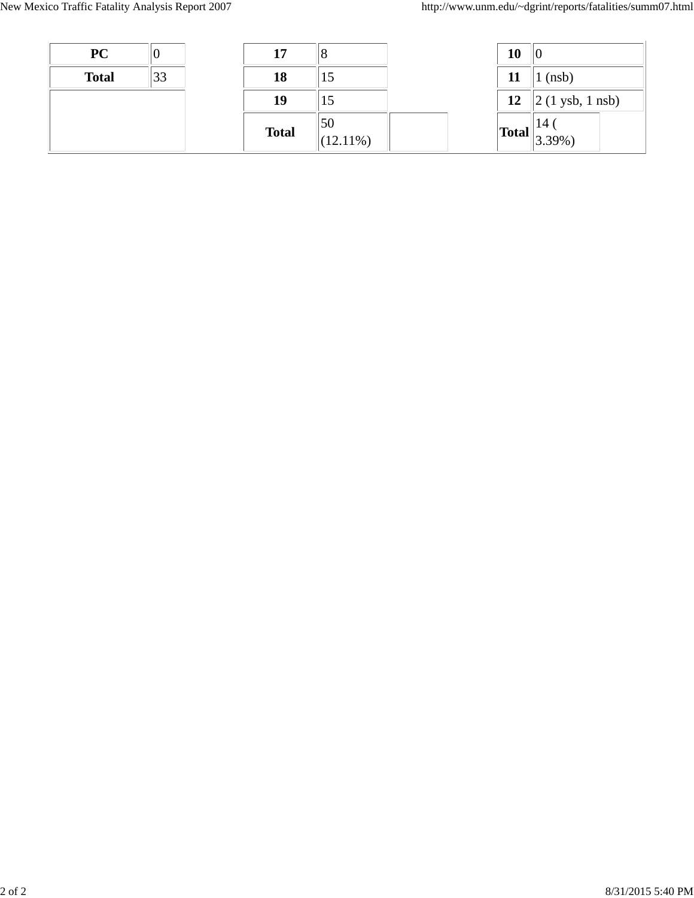| | | | | | | | |
|---|---|---|---|---|---|---|---|
| **PC** | 0 | **17** | 8 | | **10** | 0 | |
| **Total** | 33 | **18** | 15 | | **11** | 1 (nsb) | |
| | | **19** | 15 | | **12** | 2 (1 ysb, 1 nsb) | |
| | | **Total** | 50 (12.11%) | | **Total** | 14 ( 3.39%) | |